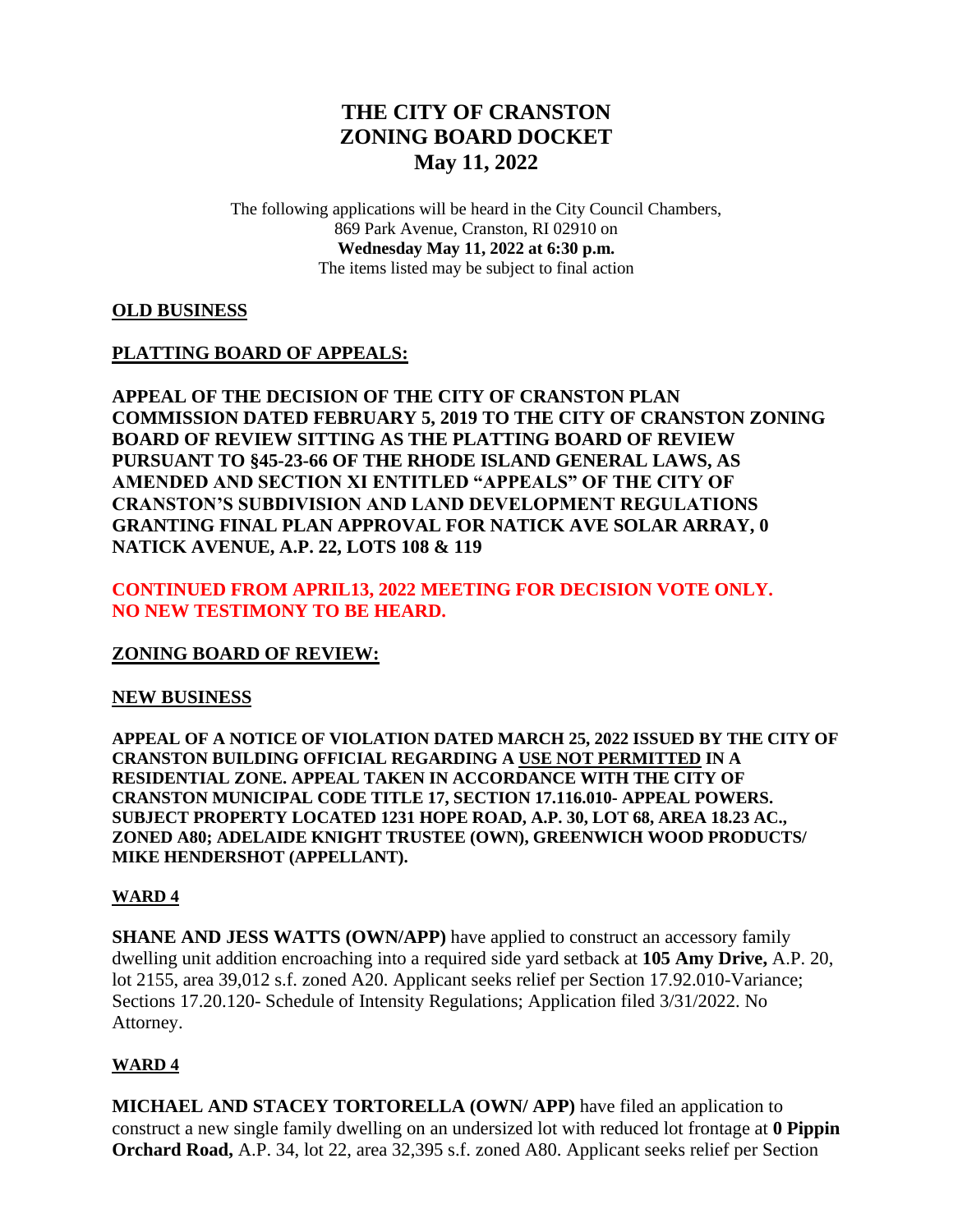# THE CITY OF CRANSTON
# ZONING BOARD DOCKET
# May 11, 2022

The following applications will be heard in the City Council Chambers,
869 Park Avenue, Cranston, RI 02910 on
**Wednesday May 11, 2022 at 6:30 p.m.**
The items listed may be subject to final action

**OLD BUSINESS**

**PLATTING BOARD OF APPEALS:**

**APPEAL OF THE DECISION OF THE CITY OF CRANSTON PLAN COMMISSION DATED FEBRUARY 5, 2019 TO THE CITY OF CRANSTON ZONING BOARD OF REVIEW SITTING AS THE PLATTING BOARD OF REVIEW PURSUANT TO §45-23-66 OF THE RHODE ISLAND GENERAL LAWS, AS AMENDED AND SECTION XI ENTITLED "APPEALS" OF THE CITY OF CRANSTON'S SUBDIVISION AND LAND DEVELOPMENT REGULATIONS GRANTING FINAL PLAN APPROVAL FOR NATICK AVE SOLAR ARRAY, 0 NATICK AVENUE, A.P. 22, LOTS 108 & 119**

**CONTINUED FROM APRIL13, 2022 MEETING FOR DECISION VOTE ONLY. NO NEW TESTIMONY TO BE HEARD.**

**ZONING BOARD OF REVIEW:**

**NEW BUSINESS**

**APPEAL OF A NOTICE OF VIOLATION DATED MARCH 25, 2022 ISSUED BY THE CITY OF CRANSTON BUILDING OFFICIAL REGARDING A USE NOT PERMITTED IN A RESIDENTIAL ZONE. APPEAL TAKEN IN ACCORDANCE WITH THE CITY OF CRANSTON MUNICIPAL CODE TITLE 17, SECTION 17.116.010- APPEAL POWERS. SUBJECT PROPERTY LOCATED 1231 HOPE ROAD, A.P. 30, LOT 68, AREA 18.23 AC., ZONED A80; ADELAIDE KNIGHT TRUSTEE (OWN), GREENWICH WOOD PRODUCTS/ MIKE HENDERSHOT (APPELLANT).**

**WARD 4**

**SHANE AND JESS WATTS (OWN/APP)** have applied to construct an accessory family dwelling unit addition encroaching into a required side yard setback at **105 Amy Drive,** A.P. 20, lot 2155, area 39,012 s.f. zoned A20. Applicant seeks relief per Section 17.92.010-Variance; Sections 17.20.120- Schedule of Intensity Regulations; Application filed 3/31/2022. No Attorney.

**WARD 4**

**MICHAEL AND STACEY TORTORELLA (OWN/ APP)** have filed an application to construct a new single family dwelling on an undersized lot with reduced lot frontage at **0 Pippin Orchard Road,** A.P. 34, lot 22, area 32,395 s.f. zoned A80. Applicant seeks relief per Section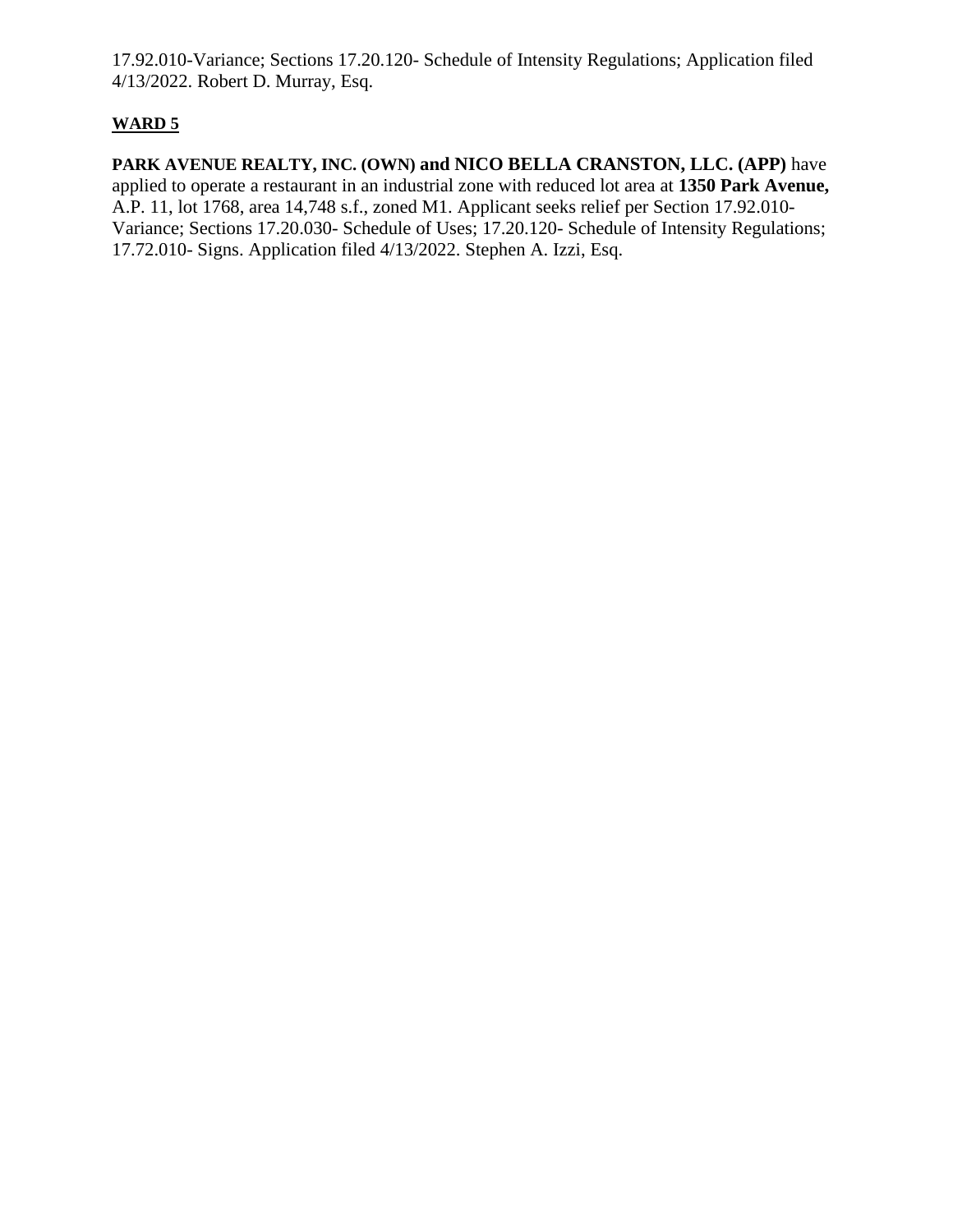17.92.010-Variance; Sections 17.20.120- Schedule of Intensity Regulations; Application filed 4/13/2022. Robert D. Murray, Esq.

**WARD 5**

**PARK AVENUE REALTY, INC. (OWN) and NICO BELLA CRANSTON, LLC. (APP)** have applied to operate a restaurant in an industrial zone with reduced lot area at **1350 Park Avenue,** A.P. 11, lot 1768, area 14,748 s.f., zoned M1. Applicant seeks relief per Section 17.92.010-Variance; Sections 17.20.030- Schedule of Uses; 17.20.120- Schedule of Intensity Regulations; 17.72.010- Signs. Application filed 4/13/2022. Stephen A. Izzi, Esq.